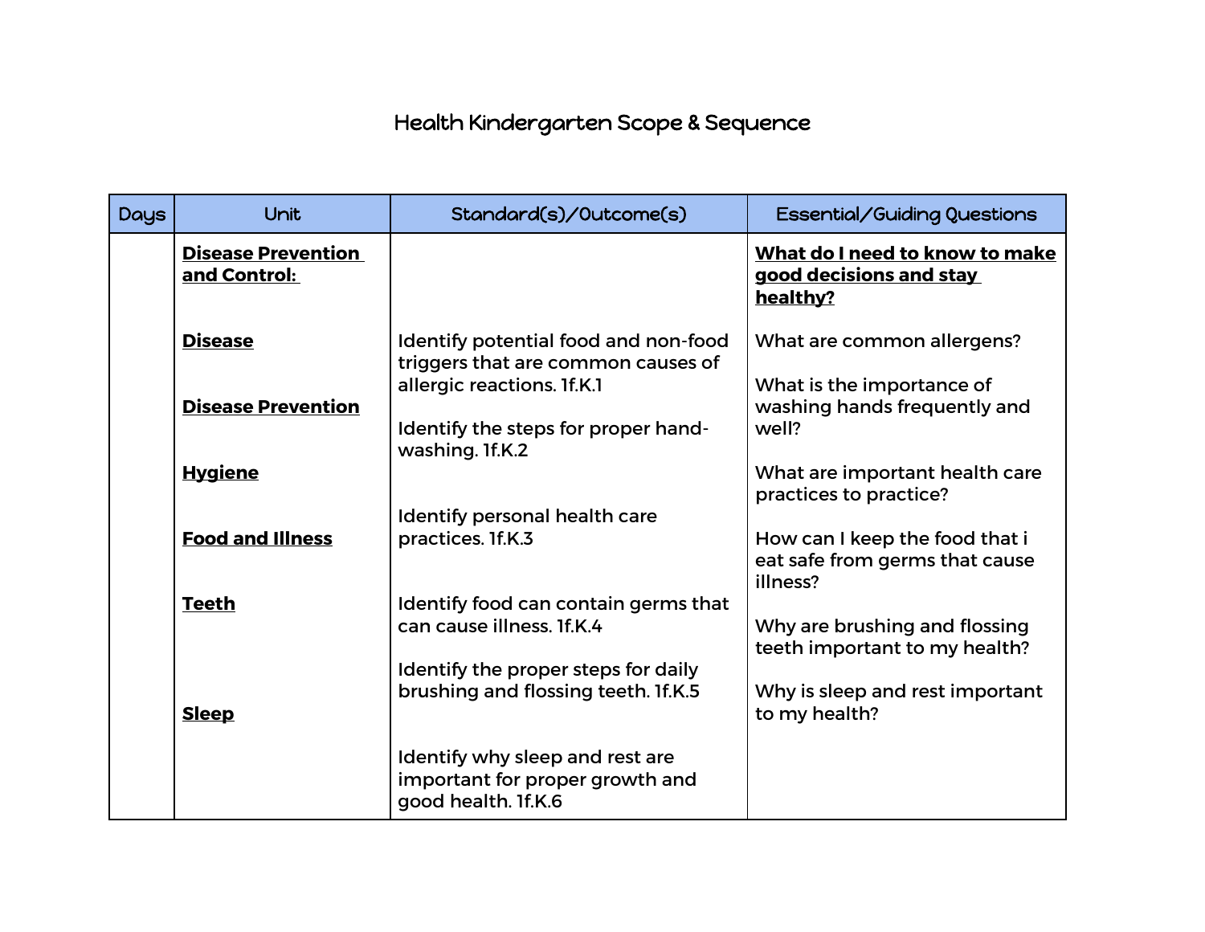# Health Kindergarten Scope & Sequence

| Days | Unit | Standard(s)/Outcome(s) | Essential/Guiding Questions |
|---|---|---|---|
| | **Disease Prevention and Control:** | | **What do I need to know to make good decisions and stay healthy?** |
| | **Disease** | Identify potential food and non-food triggers that are common causes of allergic reactions. 1f.K.1 | What are common allergens? |
| | **Disease Prevention** | Identify the steps for proper hand-washing. 1f.K.2 | What is the importance of washing hands frequently and well? |
| | **Hygiene** | Identify personal health care practices. 1f.K.3 | What are important health care practices to practice? |
| | **Food and Illness** | Identify food can contain germs that can cause illness. 1f.K.4 | How can I keep the food that i eat safe from germs that cause illness? |
| | **Teeth** | Identify the proper steps for daily brushing and flossing teeth. 1f.K.5 | Why are brushing and flossing teeth important to my health? |
| | **Sleep** | Identify why sleep and rest are important for proper growth and good health. 1f.K.6 | Why is sleep and rest important to my health? |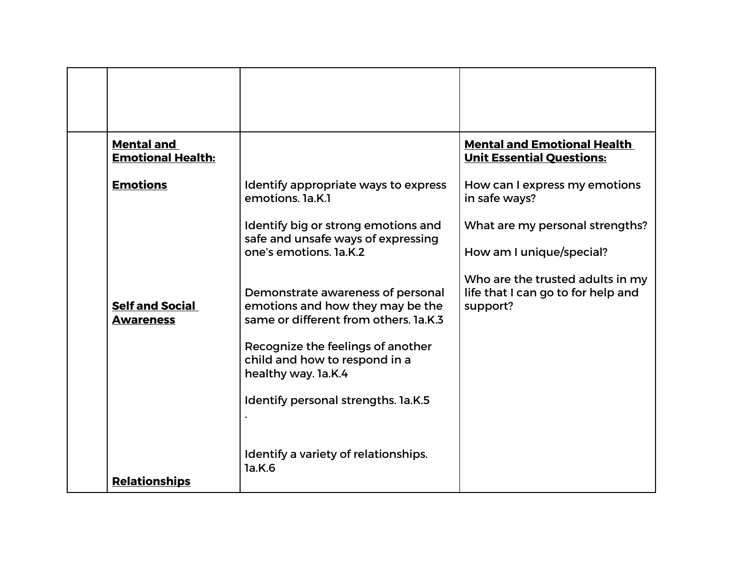| | | | |
|---|---|---|---|
| | | | |
| | **Mental and Emotional Health:**<br><br>**Emotions**<br><br><br><br><br><br><br>**Self and Social Awareness**<br><br><br><br><br><br><br><br><br><br>**Relationships** | Identify appropriate ways to express emotions. 1a.K.1<br><br>Identify big or strong emotions and safe and unsafe ways of expressing one's emotions. 1a.K.2<br><br>Demonstrate awareness of personal emotions and how they may be the same or different from others. 1a.K.3<br><br>Recognize the feelings of another child and how to respond in a healthy way. 1a.K.4<br><br>Identify personal strengths. 1a.K.5<br>.<br><br>Identify a variety of relationships. 1a.K.6 | **Mental and Emotional Health Unit Essential Questions:**<br><br>How can I express my emotions in safe ways?<br><br>What are my personal strengths?<br><br>How am I unique/special?<br><br>Who are the trusted adults in my life that I can go to for help and support? |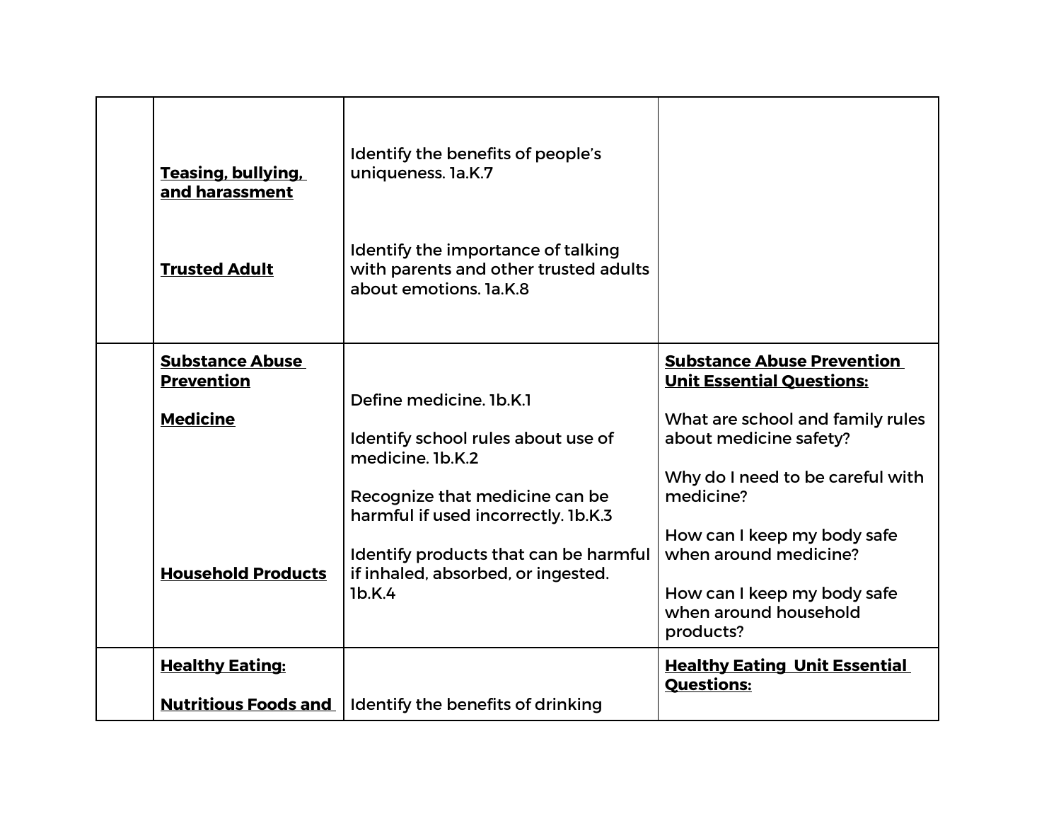| | | | |
|---|---|---|---|
| | **Teasing, bullying, and harassment**<br><br>**Trusted Adult** | Identify the benefits of people's uniqueness. 1a.K.7<br><br>Identify the importance of talking with parents and other trusted adults about emotions. 1a.K.8 | |
| | **Substance Abuse Prevention**<br><br>**Medicine**<br><br>**Household Products** | Define medicine. 1b.K.1<br><br>Identify school rules about use of medicine. 1b.K.2<br><br>Recognize that medicine can be harmful if used incorrectly. 1b.K.3<br><br>Identify products that can be harmful if inhaled, absorbed, or ingested. 1b.K.4 | **Substance Abuse Prevention Unit Essential Questions:**<br><br>What are school and family rules about medicine safety?<br><br>Why do I need to be careful with medicine?<br><br>How can I keep my body safe when around medicine?<br><br>How can I keep my body safe when around household products? |
| | **Healthy Eating:**<br><br>**Nutritious Foods and** | Identify the benefits of drinking | **Healthy Eating Unit Essential Questions:** |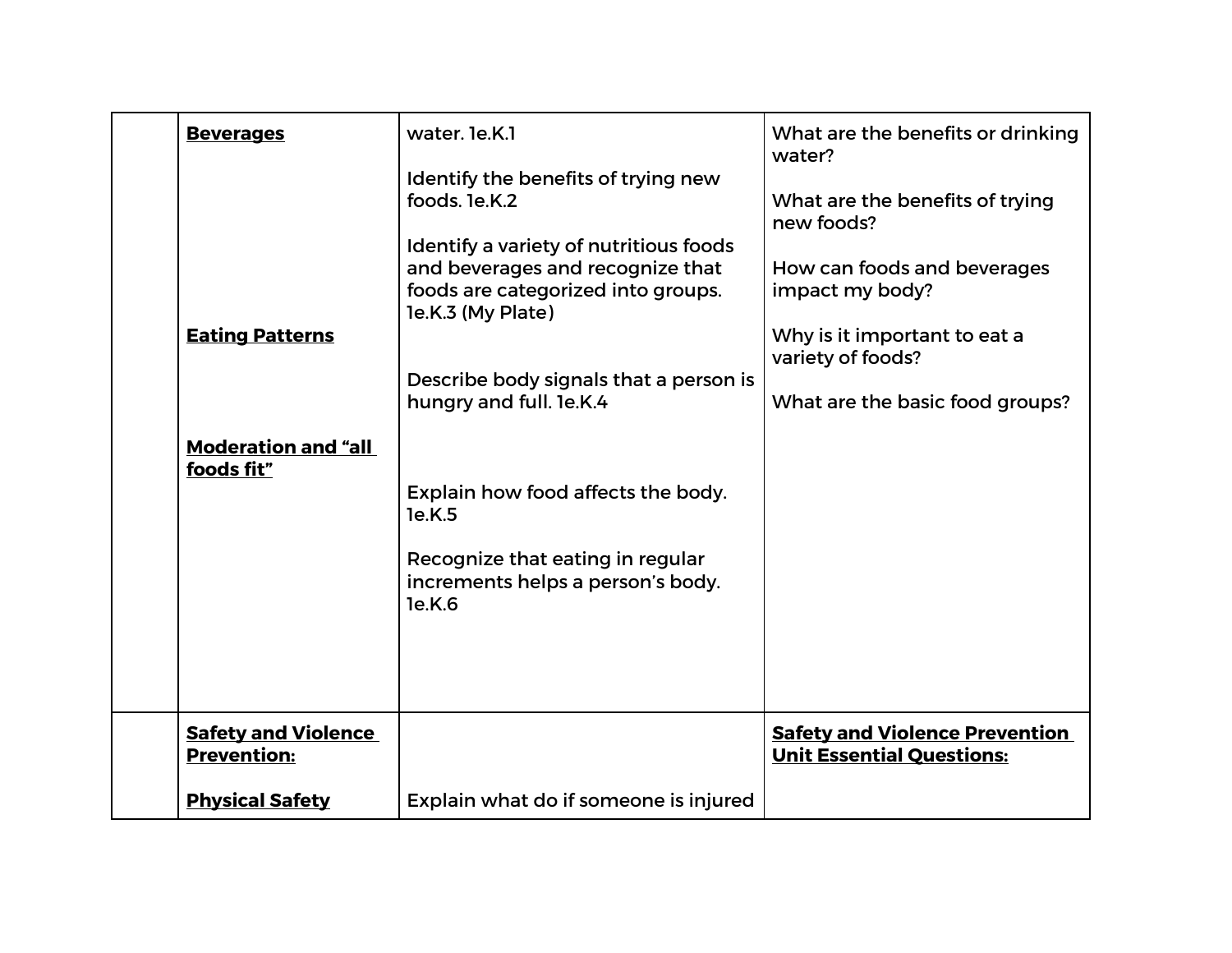| | | | |
|---|---|---|---|
| | **Beverages**<br><br>**Eating Patterns**<br><br>**Moderation and "all foods fit"** | water. 1e.K.1<br><br>Identify the benefits of trying new foods. 1e.K.2<br><br>Identify a variety of nutritious foods and beverages and recognize that foods are categorized into groups. 1e.K.3 (My Plate)<br><br>Describe body signals that a person is hungry and full. 1e.K.4<br><br>Explain how food affects the body. 1e.K.5<br><br>Recognize that eating in regular increments helps a person's body. 1e.K.6 | What are the benefits or drinking water?<br><br>What are the benefits of trying new foods?<br><br>How can foods and beverages impact my body?<br><br>Why is it important to eat a variety of foods?<br><br>What are the basic food groups? |
| | **Safety and Violence Prevention:**<br><br>**Physical Safety** | Explain what do if someone is injured | **Safety and Violence Prevention Unit Essential Questions:** |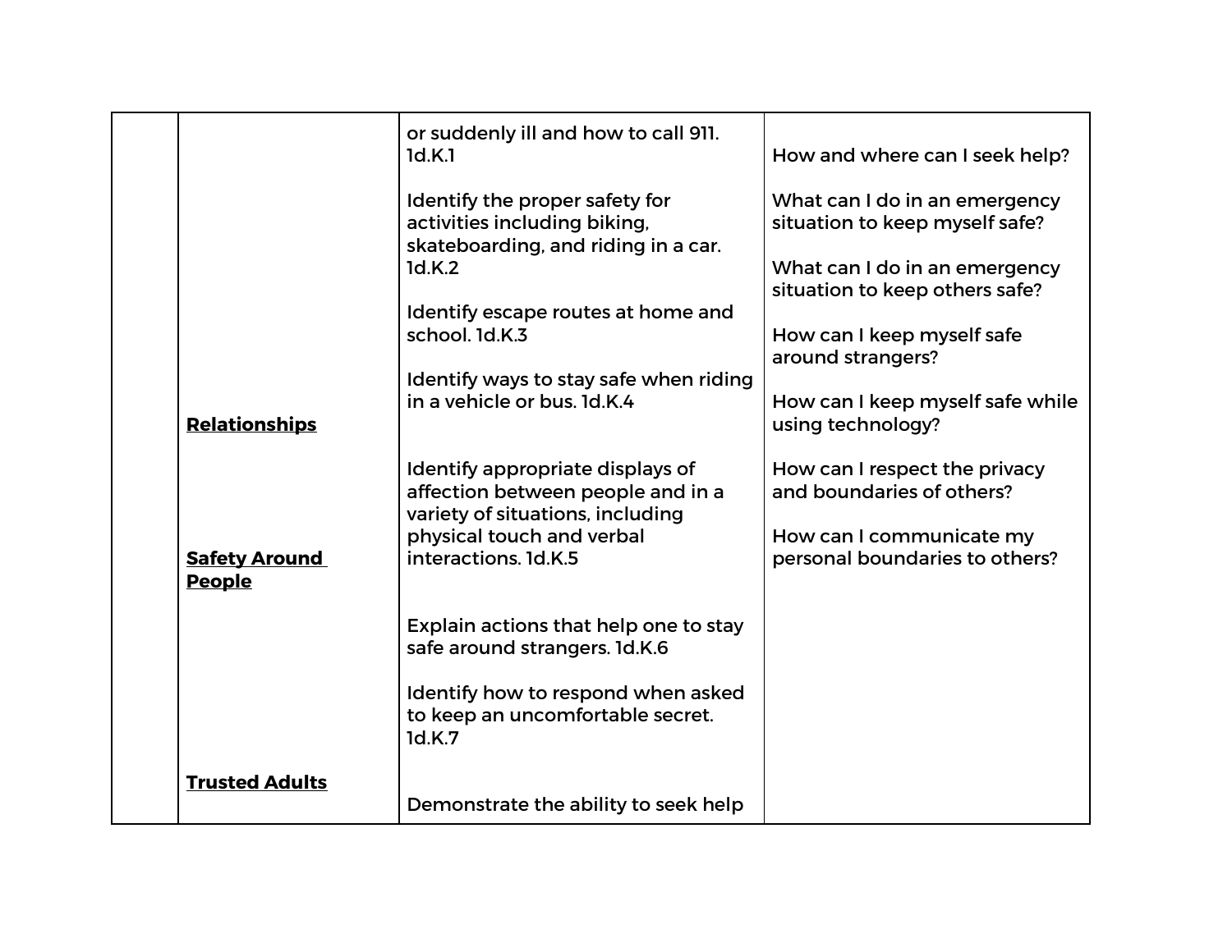| | | | |
|---|---|---|---|
| | **Relationships**<br><br>**Safety Around People**<br><br>**Trusted Adults** | or suddenly ill and how to call 911. 1d.K.1<br><br>Identify the proper safety for activities including biking, skateboarding, and riding in a car. 1d.K.2<br><br>Identify escape routes at home and school. 1d.K.3<br><br>Identify ways to stay safe when riding in a vehicle or bus. 1d.K.4<br><br>Identify appropriate displays of affection between people and in a variety of situations, including physical touch and verbal interactions. 1d.K.5<br><br>Explain actions that help one to stay safe around strangers. 1d.K.6<br><br>Identify how to respond when asked to keep an uncomfortable secret. 1d.K.7<br><br>Demonstrate the ability to seek help | How and where can I seek help?<br><br>What can I do in an emergency situation to keep myself safe?<br><br>What can I do in an emergency situation to keep others safe?<br><br>How can I keep myself safe around strangers?<br><br>How can I keep myself safe while using technology?<br><br>How can I respect the privacy and boundaries of others?<br><br>How can I communicate my personal boundaries to others? |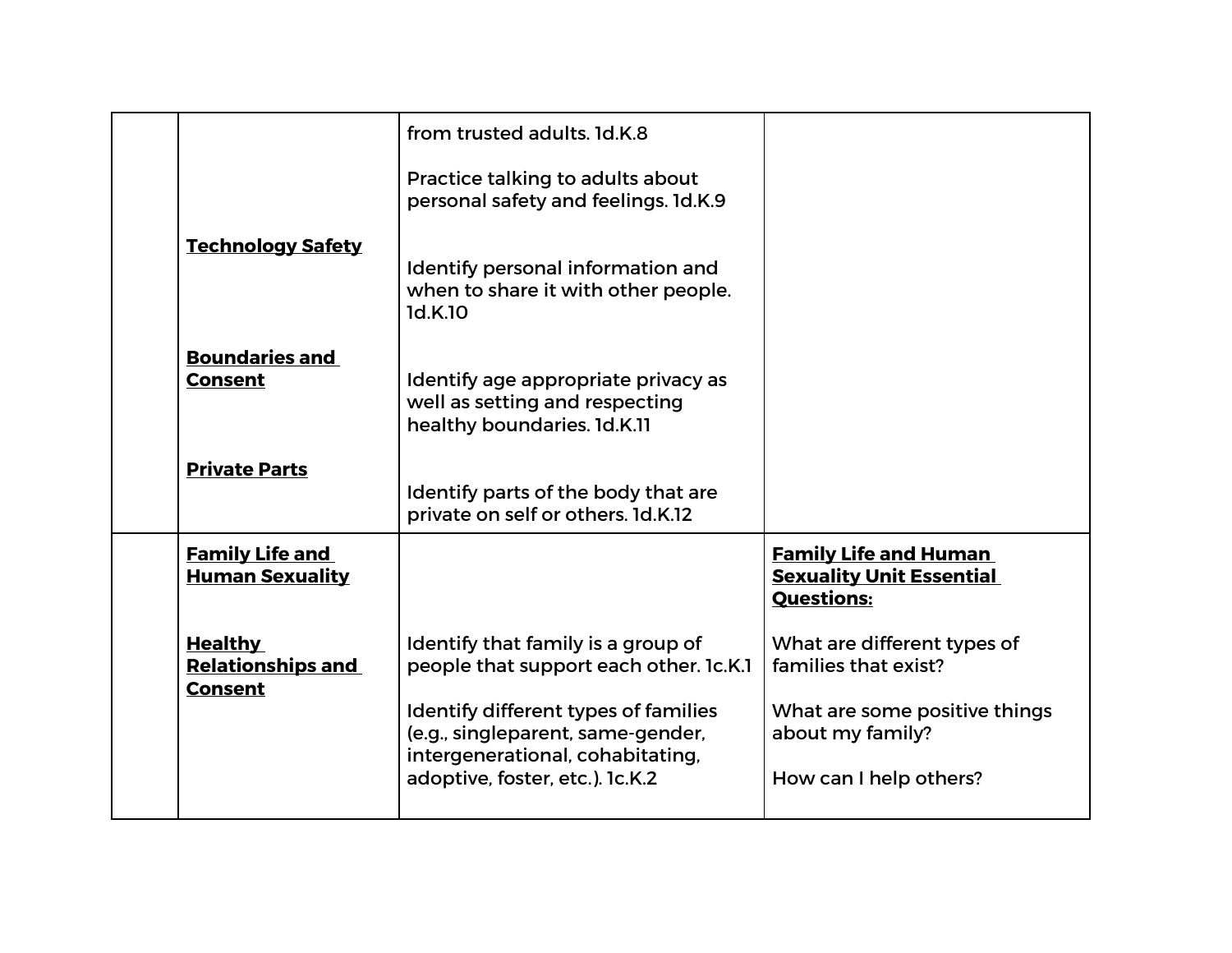| | | | |
|---|---|---|---|
| | <br><br><br>**Technology Safety**<br><br><br>**Boundaries and Consent**<br><br><br>**Private Parts** | from trusted adults. 1d.K.8<br><br>Practice talking to adults about personal safety and feelings. 1d.K.9<br><br>Identify personal information and when to share it with other people. 1d.K.10<br><br>Identify age appropriate privacy as well as setting and respecting healthy boundaries. 1d.K.11<br><br>Identify parts of the body that are private on self or others. 1d.K.12 | |
| | **Family Life and Human Sexuality**<br><br>**Healthy Relationships and Consent** | <br><br>Identify that family is a group of people that support each other. 1c.K.1<br><br>Identify different types of families (e.g., singleparent, same-gender, intergenerational, cohabitating, adoptive, foster, etc.). 1c.K.2 | **Family Life and Human Sexuality Unit Essential Questions:**<br><br>What are different types of families that exist?<br><br>What are some positive things about my family?<br><br>How can I help others? |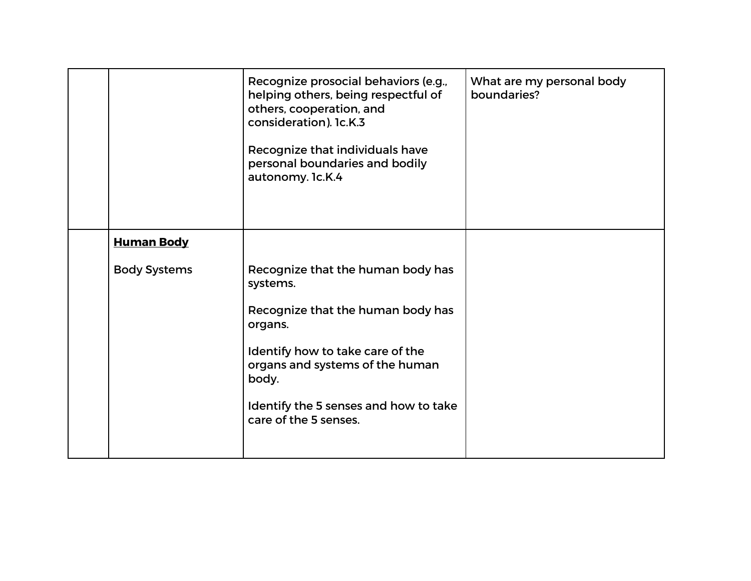| | | | |
|---|---|---|---|
| | | Recognize prosocial behaviors (e.g., helping others, being respectful of others, cooperation, and consideration). 1c.K.3<br><br>Recognize that individuals have personal boundaries and bodily autonomy. 1c.K.4 | What are my personal body boundaries? |
| | **<u>Human Body</u>**<br><br>Body Systems | Recognize that the human body has systems.<br><br>Recognize that the human body has organs.<br><br>Identify how to take care of the organs and systems of the human body.<br><br>Identify the 5 senses and how to take care of the 5 senses. | |